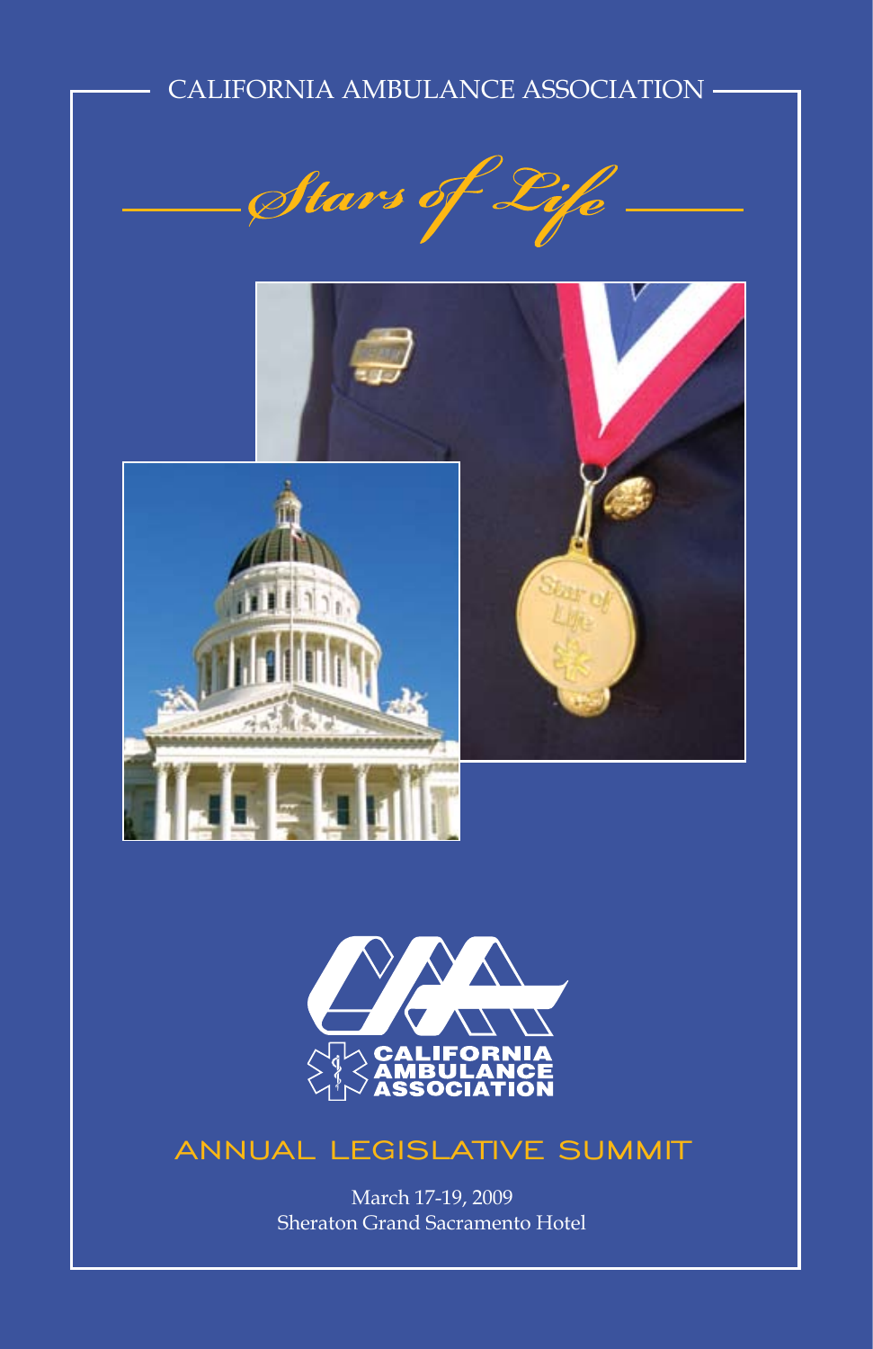CALIFORNIA AMBULANCE ASSOCIATION

# *Stars of Life*

CALIFORNIA AMBULANCE ASSOCIATION

## ANNUAL LEGISLATIVE SUMMIT

March 17-19, 2009
Sheraton Grand Sacramento Hotel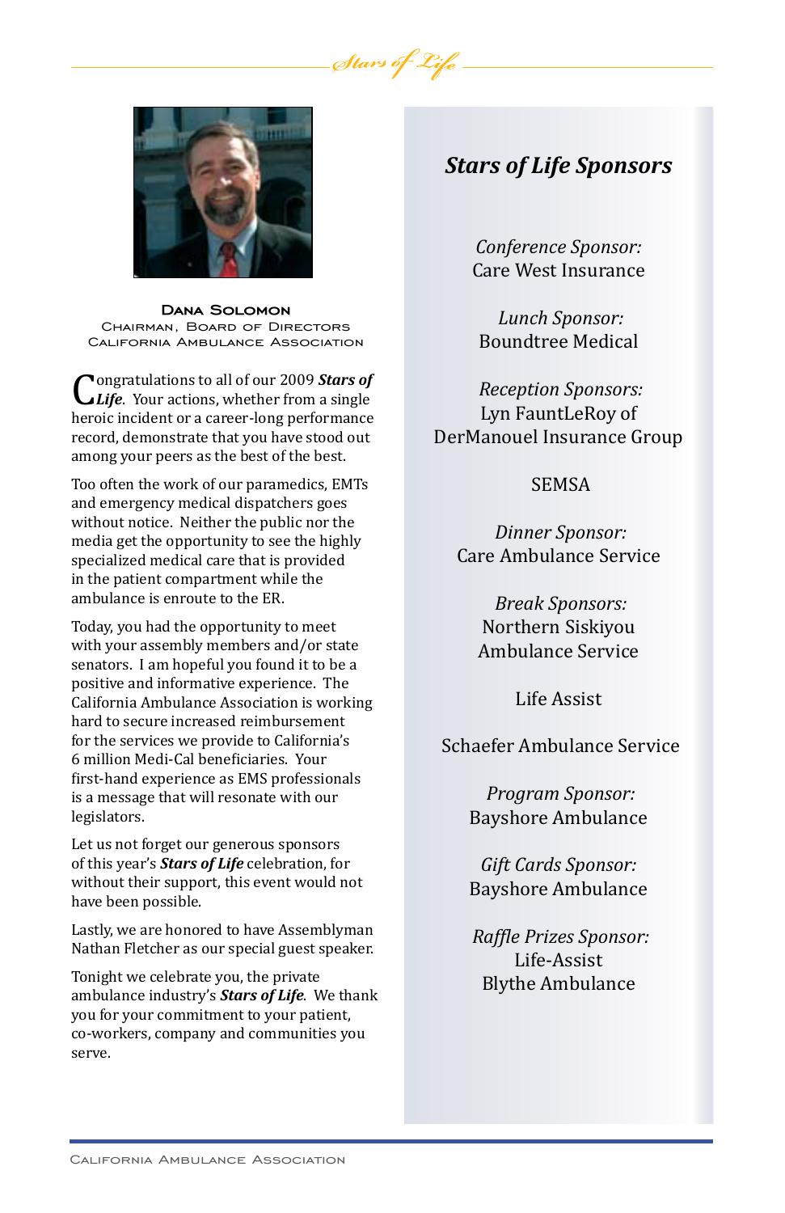**Dana Solomon**
Chairman, Board of Directors
California Ambulance Association

Congratulations to all of our 2009 ***Stars of Life***. Your actions, whether from a single heroic incident or a career-long performance record, demonstrate that you have stood out among your peers as the best of the best.

Too often the work of our paramedics, EMTs and emergency medical dispatchers goes without notice. Neither the public nor the media get the opportunity to see the highly specialized medical care that is provided in the patient compartment while the ambulance is enroute to the ER.

Today, you had the opportunity to meet with your assembly members and/or state senators. I am hopeful you found it to be a positive and informative experience. The California Ambulance Association is working hard to secure increased reimbursement for the services we provide to California's 6 million Medi-Cal beneficiaries. Your first-hand experience as EMS professionals is a message that will resonate with our legislators.

Let us not forget our generous sponsors of this year's ***Stars of Life*** celebration, for without their support, this event would not have been possible.

Lastly, we are honored to have Assemblyman Nathan Fletcher as our special guest speaker.

Tonight we celebrate you, the private ambulance industry's ***Stars of Life***. We thank you for your commitment to your patient, co-workers, company and communities you serve.

## *Stars of Life Sponsors*

*Conference Sponsor:*
Care West Insurance

*Lunch Sponsor:*
Boundtree Medical

*Reception Sponsors:*
Lyn FauntLeRoy of
DerManouel Insurance Group

SEMSA

*Dinner Sponsor:*
Care Ambulance Service

*Break Sponsors:*
Northern Siskiyou
Ambulance Service

Life Assist

Schaefer Ambulance Service

*Program Sponsor:*
Bayshore Ambulance

*Gift Cards Sponsor:*
Bayshore Ambulance

*Raffle Prizes Sponsor:*
Life-Assist
Blythe Ambulance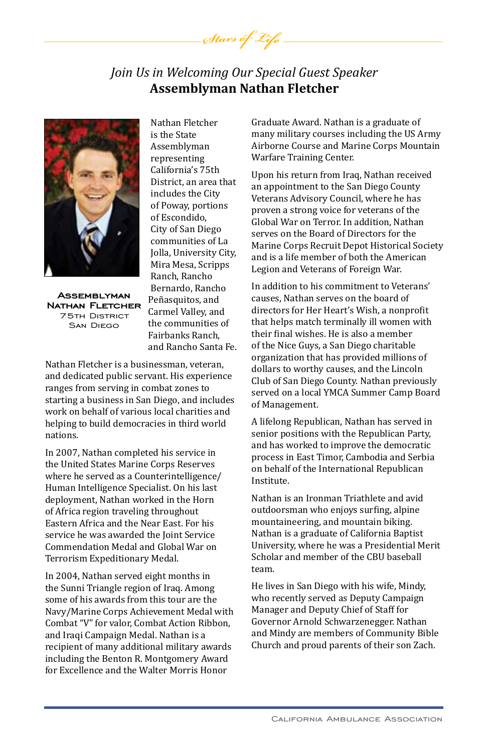*Join Us in Welcoming Our Special Guest Speaker*

## Assemblyman Nathan Fletcher

**Assemblyman Nathan Fletcher**
75th District
San Diego

Nathan Fletcher is the State Assemblyman representing California's 75th District, an area that includes the City of Poway, portions of Escondido, City of San Diego communities of La Jolla, University City, Mira Mesa, Scripps Ranch, Rancho Bernardo, Rancho Peñasquitos, and Carmel Valley, and the communities of Fairbanks Ranch, and Rancho Santa Fe.

Nathan Fletcher is a businessman, veteran, and dedicated public servant. His experience ranges from serving in combat zones to starting a business in San Diego, and includes work on behalf of various local charities and helping to build democracies in third world nations.

In 2007, Nathan completed his service in the United States Marine Corps Reserves where he served as a Counterintelligence/ Human Intelligence Specialist. On his last deployment, Nathan worked in the Horn of Africa region traveling throughout Eastern Africa and the Near East. For his service he was awarded the Joint Service Commendation Medal and Global War on Terrorism Expeditionary Medal.

In 2004, Nathan served eight months in the Sunni Triangle region of Iraq. Among some of his awards from this tour are the Navy/Marine Corps Achievement Medal with Combat "V" for valor, Combat Action Ribbon, and Iraqi Campaign Medal. Nathan is a recipient of many additional military awards including the Benton R. Montgomery Award for Excellence and the Walter Morris Honor Graduate Award. Nathan is a graduate of many military courses including the US Army Airborne Course and Marine Corps Mountain Warfare Training Center.

Upon his return from Iraq, Nathan received an appointment to the San Diego County Veterans Advisory Council, where he has proven a strong voice for veterans of the Global War on Terror. In addition, Nathan serves on the Board of Directors for the Marine Corps Recruit Depot Historical Society and is a life member of both the American Legion and Veterans of Foreign War.

In addition to his commitment to Veterans' causes, Nathan serves on the board of directors for Her Heart's Wish, a nonprofit that helps match terminally ill women with their final wishes. He is also a member of the Nice Guys, a San Diego charitable organization that has provided millions of dollars to worthy causes, and the Lincoln Club of San Diego County. Nathan previously served on a local YMCA Summer Camp Board of Management.

A lifelong Republican, Nathan has served in senior positions with the Republican Party, and has worked to improve the democratic process in East Timor, Cambodia and Serbia on behalf of the International Republican Institute.

Nathan is an Ironman Triathlete and avid outdoorsman who enjoys surfing, alpine mountaineering, and mountain biking. Nathan is a graduate of California Baptist University, where he was a Presidential Merit Scholar and member of the CBU baseball team.

He lives in San Diego with his wife, Mindy, who recently served as Deputy Campaign Manager and Deputy Chief of Staff for Governor Arnold Schwarzenegger. Nathan and Mindy are members of Community Bible Church and proud parents of their son Zach.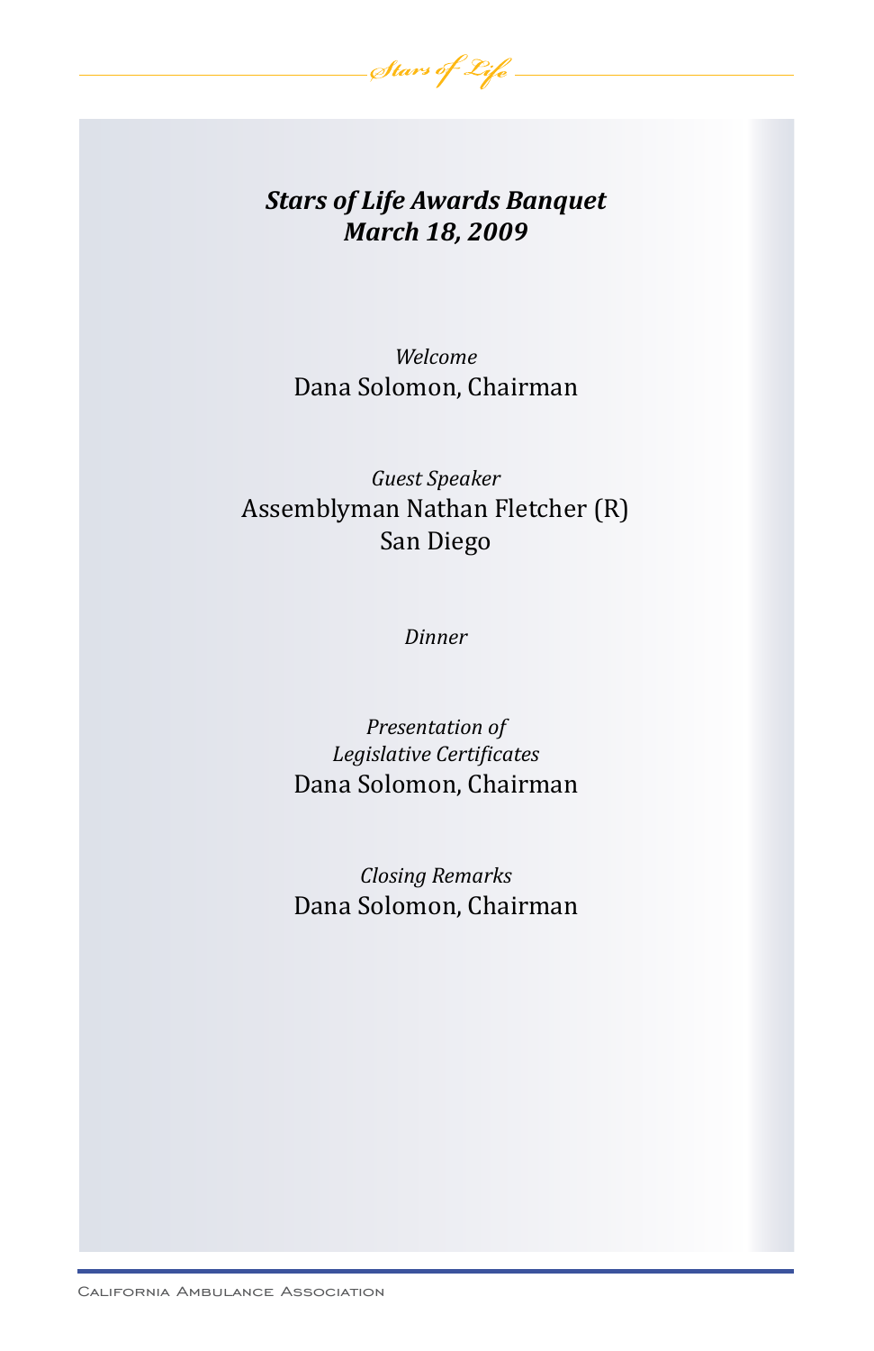# *Stars of Life Awards Banquet*
# *March 18, 2009*

*Welcome*

Dana Solomon, Chairman

*Guest Speaker*

Assemblyman Nathan Fletcher (R)
San Diego

*Dinner*

*Presentation of*
*Legislative Certificates*

Dana Solomon, Chairman

*Closing Remarks*

Dana Solomon, Chairman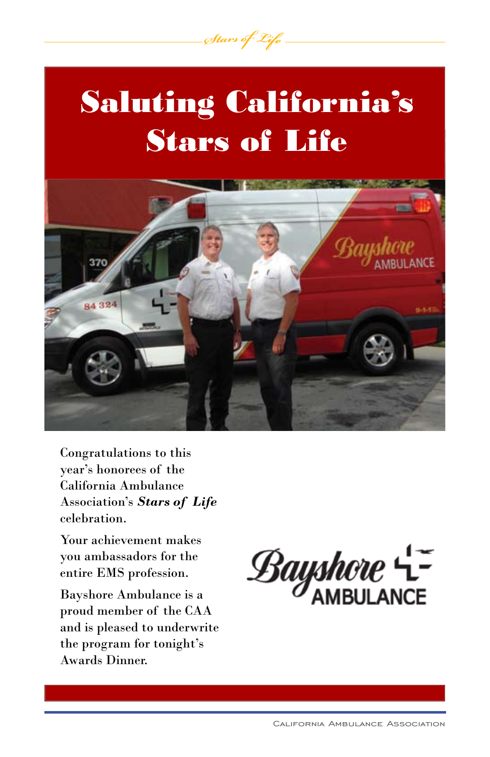# Saluting California's Stars of Life

Congratulations to this year's honorees of the California Ambulance Association's ***Stars of Life*** celebration.

Your achievement makes you ambassadors for the entire EMS profession.

Bayshore Ambulance is a proud member of the CAA and is pleased to underwrite the program for tonight's Awards Dinner.

Bayshore AMBULANCE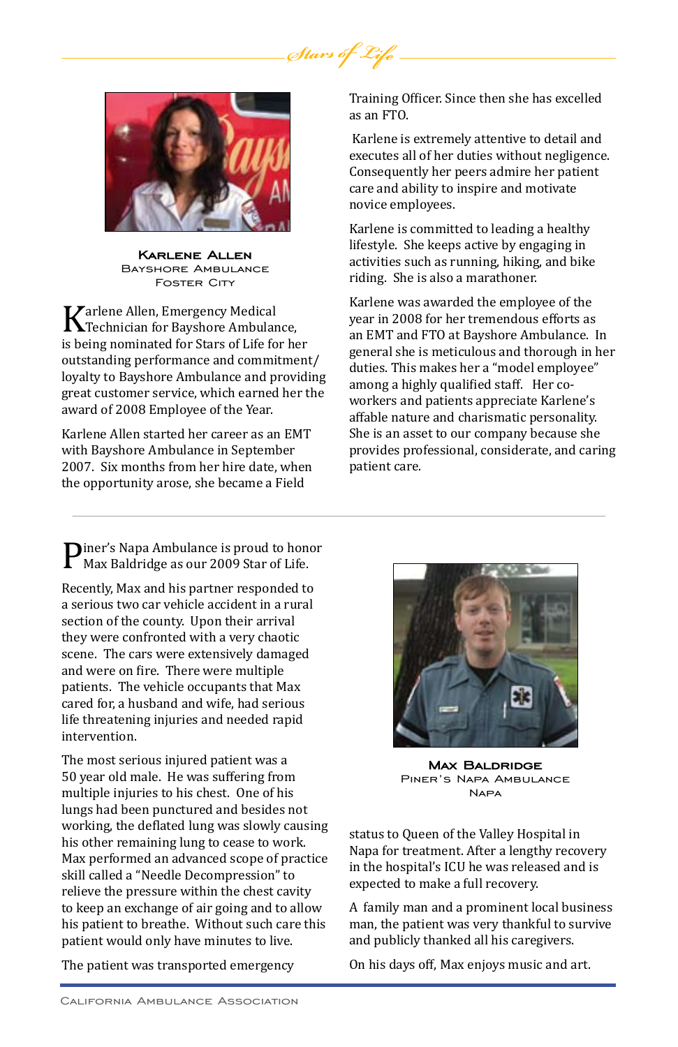### Karlene Allen
Bayshore Ambulance
Foster City

Karlene Allen, Emergency Medical Technician for Bayshore Ambulance, is being nominated for Stars of Life for her outstanding performance and commitment/loyalty to Bayshore Ambulance and providing great customer service, which earned her the award of 2008 Employee of the Year.

Karlene Allen started her career as an EMT with Bayshore Ambulance in September 2007. Six months from her hire date, when the opportunity arose, she became a Field Training Officer. Since then she has excelled as an FTO.

Karlene is extremely attentive to detail and executes all of her duties without negligence. Consequently her peers admire her patient care and ability to inspire and motivate novice employees.

Karlene is committed to leading a healthy lifestyle. She keeps active by engaging in activities such as running, hiking, and bike riding. She is also a marathoner.

Karlene was awarded the employee of the year in 2008 for her tremendous efforts as an EMT and FTO at Bayshore Ambulance. In general she is meticulous and thorough in her duties. This makes her a "model employee" among a highly qualified staff. Her co-workers and patients appreciate Karlene's affable nature and charismatic personality. She is an asset to our company because she provides professional, considerate, and caring patient care.

---

### Max Baldridge
Piner's Napa Ambulance
Napa

Piner's Napa Ambulance is proud to honor Max Baldridge as our 2009 Star of Life.

Recently, Max and his partner responded to a serious two car vehicle accident in a rural section of the county. Upon their arrival they were confronted with a very chaotic scene. The cars were extensively damaged and were on fire. There were multiple patients. The vehicle occupants that Max cared for, a husband and wife, had serious life threatening injuries and needed rapid intervention.

The most serious injured patient was a 50 year old male. He was suffering from multiple injuries to his chest. One of his lungs had been punctured and besides not working, the deflated lung was slowly causing his other remaining lung to cease to work. Max performed an advanced scope of practice skill called a "Needle Decompression" to relieve the pressure within the chest cavity to keep an exchange of air going and to allow his patient to breathe. Without such care this patient would only have minutes to live.

The patient was transported emergency status to Queen of the Valley Hospital in Napa for treatment. After a lengthy recovery in the hospital's ICU he was released and is expected to make a full recovery.

A family man and a prominent local business man, the patient was very thankful to survive and publicly thanked all his caregivers.

On his days off, Max enjoys music and art.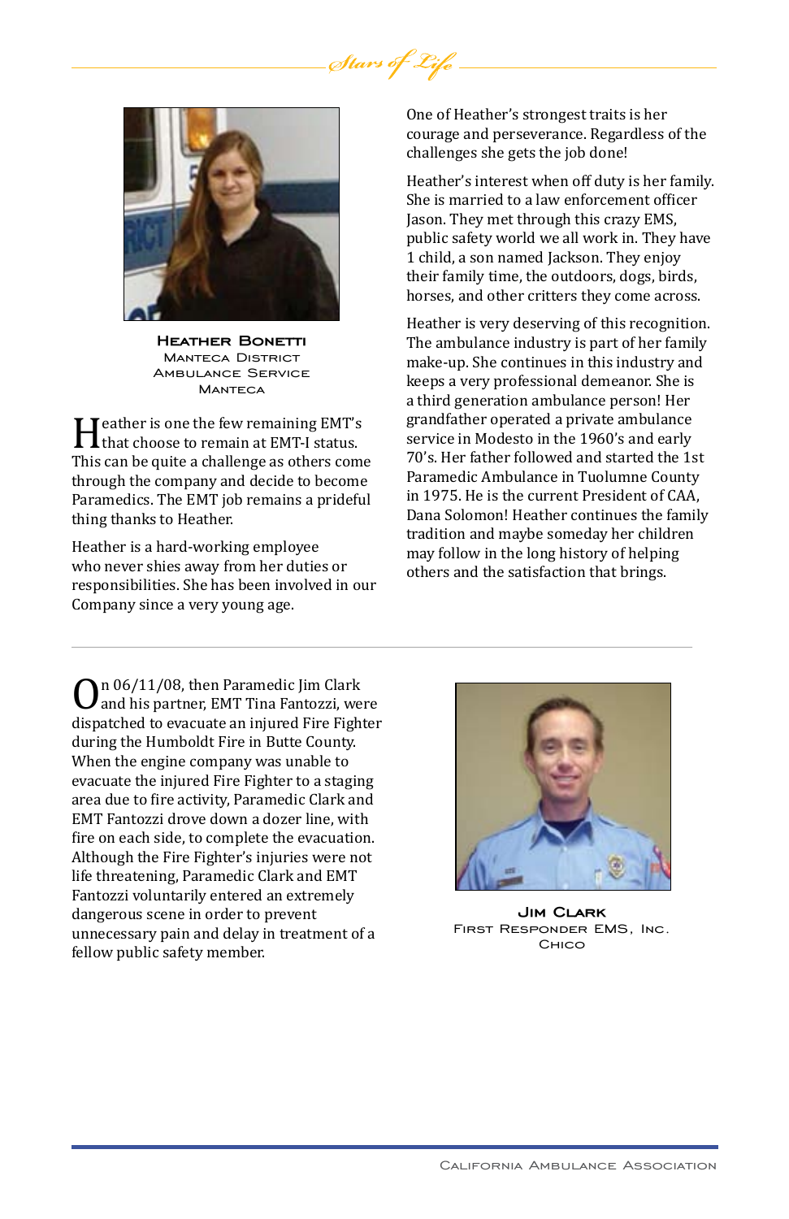**Heather Bonetti**
Manteca District Ambulance Service
Manteca

Heather is one the few remaining EMT's that choose to remain at EMT-I status. This can be quite a challenge as others come through the company and decide to become Paramedics. The EMT job remains a prideful thing thanks to Heather.

Heather is a hard-working employee who never shies away from her duties or responsibilities. She has been involved in our Company since a very young age.

One of Heather's strongest traits is her courage and perseverance. Regardless of the challenges she gets the job done!

Heather's interest when off duty is her family. She is married to a law enforcement officer Jason. They met through this crazy EMS, public safety world we all work in. They have 1 child, a son named Jackson. They enjoy their family time, the outdoors, dogs, birds, horses, and other critters they come across.

Heather is very deserving of this recognition. The ambulance industry is part of her family make-up. She continues in this industry and keeps a very professional demeanor. She is a third generation ambulance person! Her grandfather operated a private ambulance service in Modesto in the 1960's and early 70's. Her father followed and started the 1st Paramedic Ambulance in Tuolumne County in 1975. He is the current President of CAA, Dana Solomon! Heather continues the family tradition and maybe someday her children may follow in the long history of helping others and the satisfaction that brings.

---

On 06/11/08, then Paramedic Jim Clark and his partner, EMT Tina Fantozzi, were dispatched to evacuate an injured Fire Fighter during the Humboldt Fire in Butte County. When the engine company was unable to evacuate the injured Fire Fighter to a staging area due to fire activity, Paramedic Clark and EMT Fantozzi drove down a dozer line, with fire on each side, to complete the evacuation. Although the Fire Fighter's injuries were not life threatening, Paramedic Clark and EMT Fantozzi voluntarily entered an extremely dangerous scene in order to prevent unnecessary pain and delay in treatment of a fellow public safety member.

**Jim Clark**
First Responder EMS, Inc.
Chico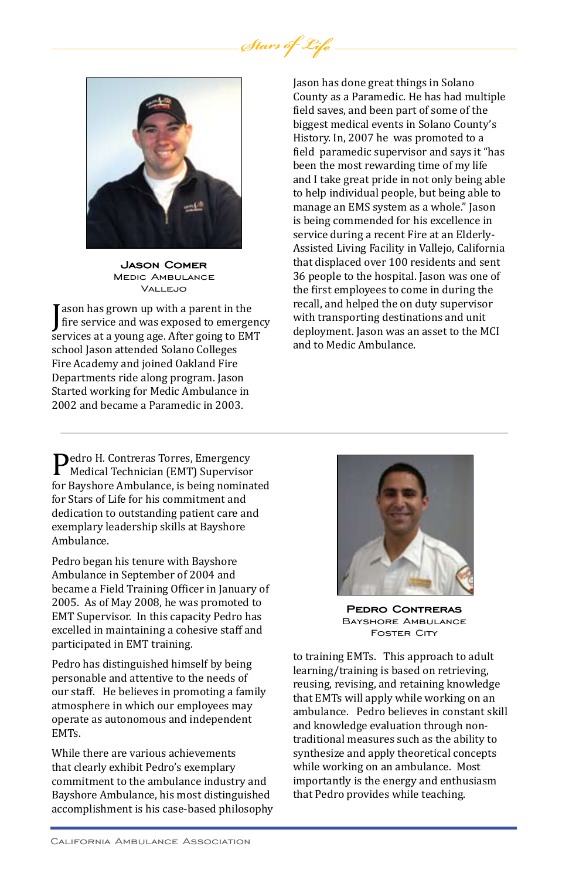### Jason Comer
Medic Ambulance
Vallejo

Jason has grown up with a parent in the fire service and was exposed to emergency services at a young age. After going to EMT school Jason attended Solano Colleges Fire Academy and joined Oakland Fire Departments ride along program. Jason Started working for Medic Ambulance in 2002 and became a Paramedic in 2003.

Jason has done great things in Solano County as a Paramedic. He has had multiple field saves, and been part of some of the biggest medical events in Solano County's History. In, 2007 he was promoted to a field paramedic supervisor and says it "has been the most rewarding time of my life and I take great pride in not only being able to help individual people, but being able to manage an EMS system as a whole." Jason is being commended for his excellence in service during a recent Fire at an Elderly-Assisted Living Facility in Vallejo, California that displaced over 100 residents and sent 36 people to the hospital. Jason was one of the first employees to come in during the recall, and helped the on duty supervisor with transporting destinations and unit deployment. Jason was an asset to the MCI and to Medic Ambulance.

---

### Pedro Contreras
Bayshore Ambulance
Foster City

Pedro H. Contreras Torres, Emergency Medical Technician (EMT) Supervisor for Bayshore Ambulance, is being nominated for Stars of Life for his commitment and dedication to outstanding patient care and exemplary leadership skills at Bayshore Ambulance.

Pedro began his tenure with Bayshore Ambulance in September of 2004 and became a Field Training Officer in January of 2005. As of May 2008, he was promoted to EMT Supervisor. In this capacity Pedro has excelled in maintaining a cohesive staff and participated in EMT training.

Pedro has distinguished himself by being personable and attentive to the needs of our staff. He believes in promoting a family atmosphere in which our employees may operate as autonomous and independent EMTs.

While there are various achievements that clearly exhibit Pedro's exemplary commitment to the ambulance industry and Bayshore Ambulance, his most distinguished accomplishment is his case-based philosophy to training EMTs. This approach to adult learning/training is based on retrieving, reusing, revising, and retaining knowledge that EMTs will apply while working on an ambulance. Pedro believes in constant skill and knowledge evaluation through non-traditional measures such as the ability to synthesize and apply theoretical concepts while working on an ambulance. Most importantly is the energy and enthusiasm that Pedro provides while teaching.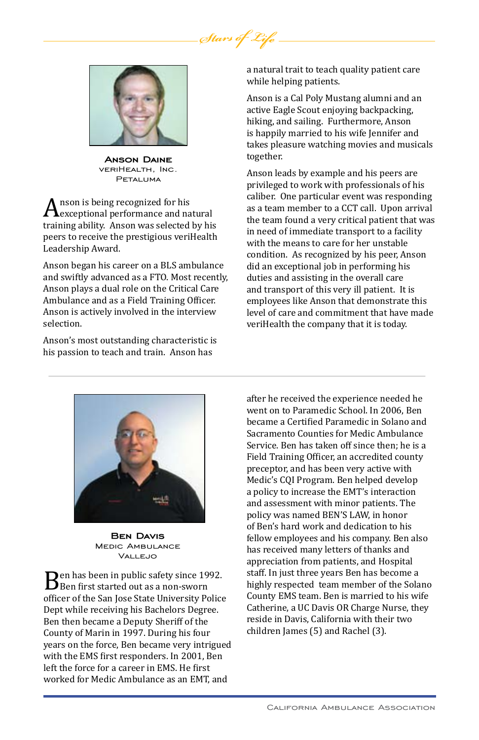### Anson Daine
veriHealth, Inc.
Petaluma

Anson is being recognized for his exceptional performance and natural training ability. Anson was selected by his peers to receive the prestigious veriHealth Leadership Award.

Anson began his career on a BLS ambulance and swiftly advanced as a FTO. Most recently, Anson plays a dual role on the Critical Care Ambulance and as a Field Training Officer. Anson is actively involved in the interview selection.

Anson's most outstanding characteristic is his passion to teach and train. Anson has a natural trait to teach quality patient care while helping patients.

Anson is a Cal Poly Mustang alumni and an active Eagle Scout enjoying backpacking, hiking, and sailing. Furthermore, Anson is happily married to his wife Jennifer and takes pleasure watching movies and musicals together.

Anson leads by example and his peers are privileged to work with professionals of his caliber. One particular event was responding as a team member to a CCT call. Upon arrival the team found a very critical patient that was in need of immediate transport to a facility with the means to care for her unstable condition. As recognized by his peer, Anson did an exceptional job in performing his duties and assisting in the overall care and transport of this very ill patient. It is employees like Anson that demonstrate this level of care and commitment that have made veriHealth the company that it is today.

---

### Ben Davis
Medic Ambulance
Vallejo

Ben has been in public safety since 1992. Ben first started out as a non-sworn officer of the San Jose State University Police Dept while receiving his Bachelors Degree. Ben then became a Deputy Sheriff of the County of Marin in 1997. During his four years on the force, Ben became very intrigued with the EMS first responders. In 2001, Ben left the force for a career in EMS. He first worked for Medic Ambulance as an EMT, and after he received the experience needed he went on to Paramedic School. In 2006, Ben became a Certified Paramedic in Solano and Sacramento Counties for Medic Ambulance Service. Ben has taken off since then; he is a Field Training Officer, an accredited county preceptor, and has been very active with Medic's CQI Program. Ben helped develop a policy to increase the EMT's interaction and assessment with minor patients. The policy was named BEN'S LAW, in honor of Ben's hard work and dedication to his fellow employees and his company. Ben also has received many letters of thanks and appreciation from patients, and Hospital staff. In just three years Ben has become a highly respected team member of the Solano County EMS team. Ben is married to his wife Catherine, a UC Davis OR Charge Nurse, they reside in Davis, California with their two children James (5) and Rachel (3).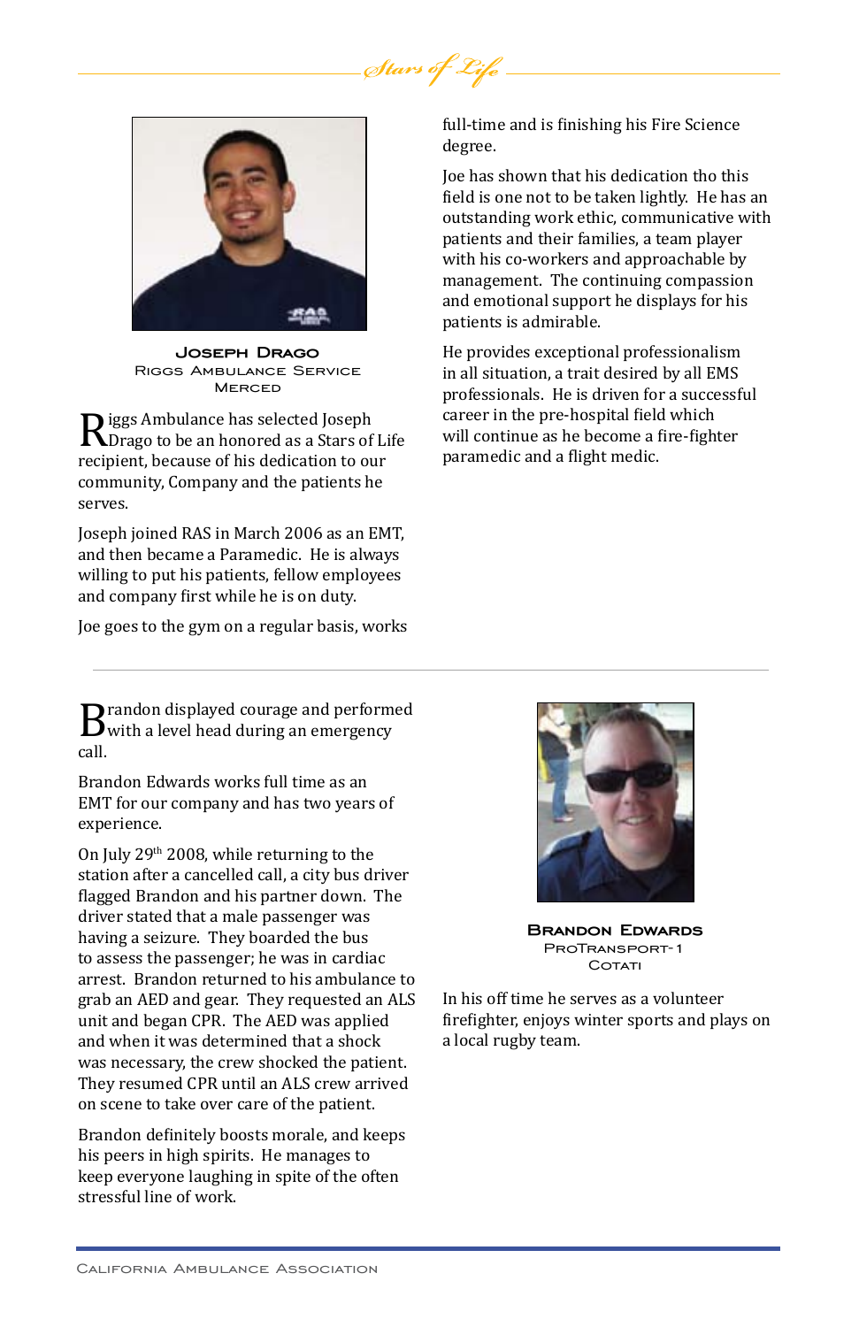### Joseph Drago

Riggs Ambulance Service
Merced

Riggs Ambulance has selected Joseph Drago to be an honored as a Stars of Life recipient, because of his dedication to our community, Company and the patients he serves.

Joseph joined RAS in March 2006 as an EMT, and then became a Paramedic. He is always willing to put his patients, fellow employees and company first while he is on duty.

Joe goes to the gym on a regular basis, works full-time and is finishing his Fire Science degree.

Joe has shown that his dedication tho this field is one not to be taken lightly. He has an outstanding work ethic, communicative with patients and their families, a team player with his co-workers and approachable by management. The continuing compassion and emotional support he displays for his patients is admirable.

He provides exceptional professionalism in all situation, a trait desired by all EMS professionals. He is driven for a successful career in the pre-hospital field which will continue as he become a fire-fighter paramedic and a flight medic.

---

### Brandon Edwards

ProTransport-1
Cotati

Brandon displayed courage and performed with a level head during an emergency call.

Brandon Edwards works full time as an EMT for our company and has two years of experience.

On July 29th 2008, while returning to the station after a cancelled call, a city bus driver flagged Brandon and his partner down. The driver stated that a male passenger was having a seizure. They boarded the bus to assess the passenger; he was in cardiac arrest. Brandon returned to his ambulance to grab an AED and gear. They requested an ALS unit and began CPR. The AED was applied and when it was determined that a shock was necessary, the crew shocked the patient. They resumed CPR until an ALS crew arrived on scene to take over care of the patient.

Brandon definitely boosts morale, and keeps his peers in high spirits. He manages to keep everyone laughing in spite of the often stressful line of work.

In his off time he serves as a volunteer firefighter, enjoys winter sports and plays on a local rugby team.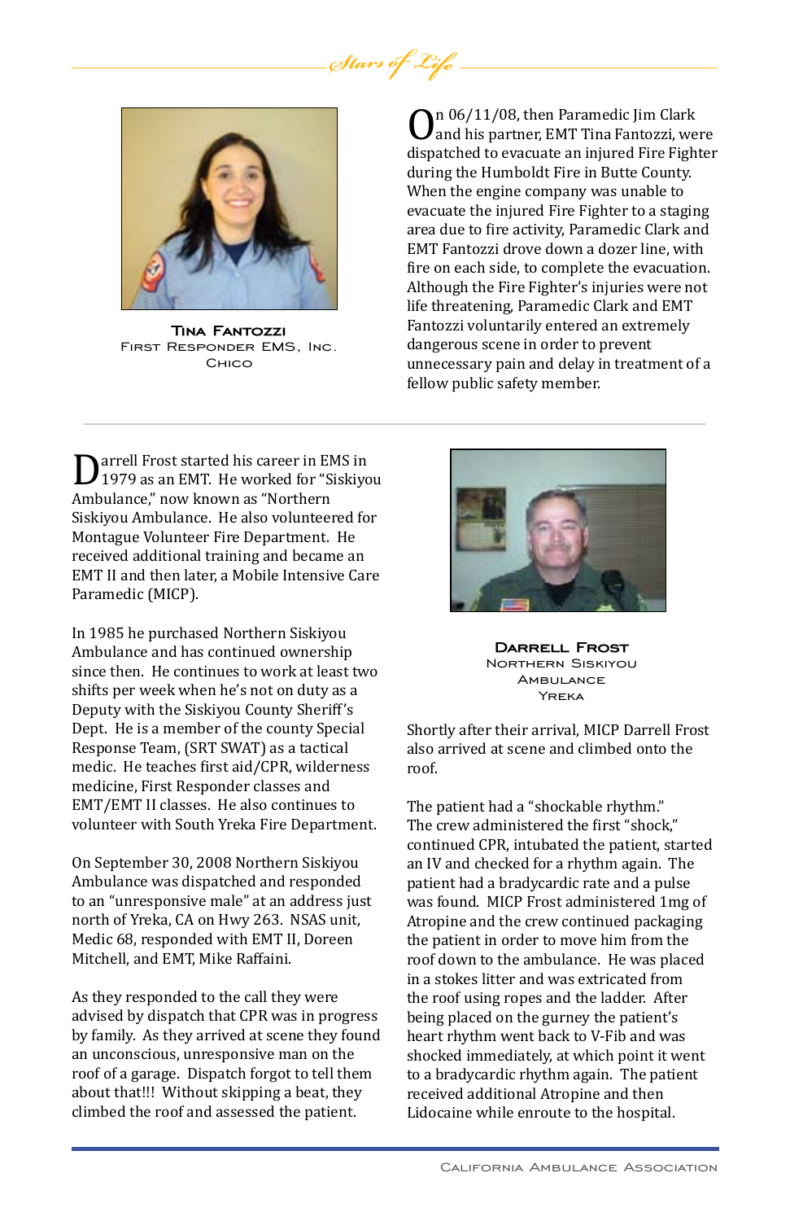**Tina Fantozzi**
First Responder EMS, Inc.
Chico

On 06/11/08, then Paramedic Jim Clark and his partner, EMT Tina Fantozzi, were dispatched to evacuate an injured Fire Fighter during the Humboldt Fire in Butte County. When the engine company was unable to evacuate the injured Fire Fighter to a staging area due to fire activity, Paramedic Clark and EMT Fantozzi drove down a dozer line, with fire on each side, to complete the evacuation. Although the Fire Fighter's injuries were not life threatening, Paramedic Clark and EMT Fantozzi voluntarily entered an extremely dangerous scene in order to prevent unnecessary pain and delay in treatment of a fellow public safety member.

---

**Darrell Frost**
Northern Siskiyou Ambulance
Yreka

Darrell Frost started his career in EMS in 1979 as an EMT. He worked for "Siskiyou Ambulance," now known as "Northern Siskiyou Ambulance. He also volunteered for Montague Volunteer Fire Department. He received additional training and became an EMT II and then later, a Mobile Intensive Care Paramedic (MICP).

In 1985 he purchased Northern Siskiyou Ambulance and has continued ownership since then. He continues to work at least two shifts per week when he's not on duty as a Deputy with the Siskiyou County Sheriff's Dept. He is a member of the county Special Response Team, (SRT SWAT) as a tactical medic. He teaches first aid/CPR, wilderness medicine, First Responder classes and EMT/EMT II classes. He also continues to volunteer with South Yreka Fire Department.

On September 30, 2008 Northern Siskiyou Ambulance was dispatched and responded to an "unresponsive male" at an address just north of Yreka, CA on Hwy 263. NSAS unit, Medic 68, responded with EMT II, Doreen Mitchell, and EMT, Mike Raffaini.

As they responded to the call they were advised by dispatch that CPR was in progress by family. As they arrived at scene they found an unconscious, unresponsive man on the roof of a garage. Dispatch forgot to tell them about that!!! Without skipping a beat, they climbed the roof and assessed the patient.

Shortly after their arrival, MICP Darrell Frost also arrived at scene and climbed onto the roof.

The patient had a "shockable rhythm." The crew administered the first "shock," continued CPR, intubated the patient, started an IV and checked for a rhythm again. The patient had a bradycardic rate and a pulse was found. MICP Frost administered 1mg of Atropine and the crew continued packaging the patient in order to move him from the roof down to the ambulance. He was placed in a stokes litter and was extricated from the roof using ropes and the ladder. After being placed on the gurney the patient's heart rhythm went back to V-Fib and was shocked immediately, at which point it went to a bradycardic rhythm again. The patient received additional Atropine and then Lidocaine while enroute to the hospital.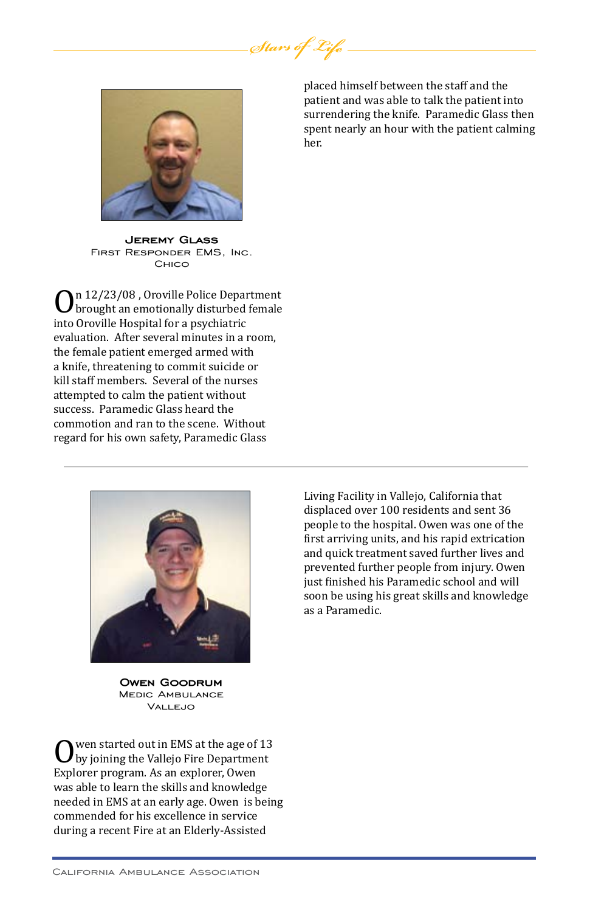### Jeremy Glass
First Responder EMS, Inc.
Chico

On 12/23/08 , Oroville Police Department brought an emotionally disturbed female into Oroville Hospital for a psychiatric evaluation. After several minutes in a room, the female patient emerged armed with a knife, threatening to commit suicide or kill staff members. Several of the nurses attempted to calm the patient without success. Paramedic Glass heard the commotion and ran to the scene. Without regard for his own safety, Paramedic Glass placed himself between the staff and the patient and was able to talk the patient into surrendering the knife. Paramedic Glass then spent nearly an hour with the patient calming her.

### Owen Goodrum
Medic Ambulance
Vallejo

Owen started out in EMS at the age of 13 by joining the Vallejo Fire Department Explorer program. As an explorer, Owen was able to learn the skills and knowledge needed in EMS at an early age. Owen is being commended for his excellence in service during a recent Fire at an Elderly-Assisted Living Facility in Vallejo, California that displaced over 100 residents and sent 36 people to the hospital. Owen was one of the first arriving units, and his rapid extrication and quick treatment saved further lives and prevented further people from injury. Owen just finished his Paramedic school and will soon be using his great skills and knowledge as a Paramedic.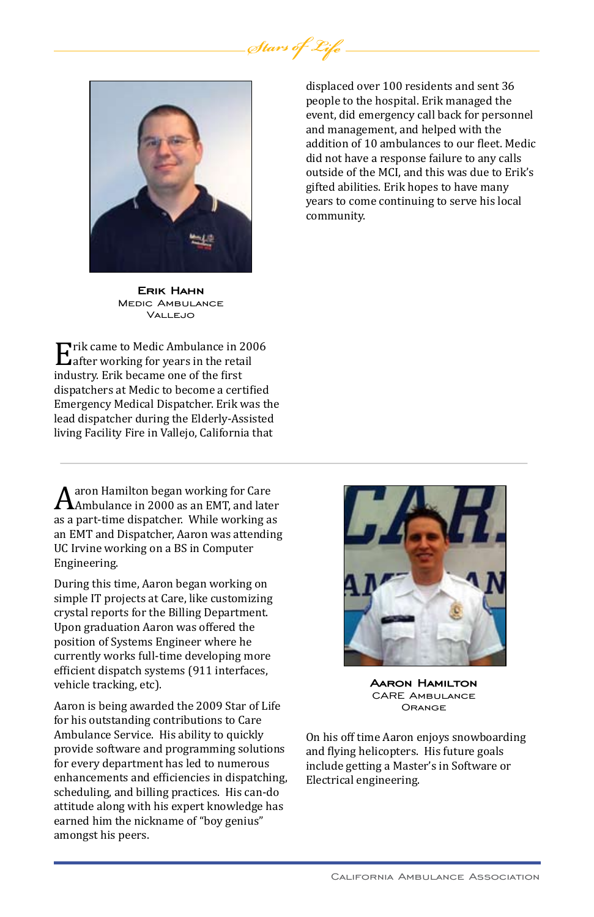### Erik Hahn
Medic Ambulance
Vallejo

Erik came to Medic Ambulance in 2006 after working for years in the retail industry. Erik became one of the first dispatchers at Medic to become a certified Emergency Medical Dispatcher. Erik was the lead dispatcher during the Elderly-Assisted living Facility Fire in Vallejo, California that displaced over 100 residents and sent 36 people to the hospital. Erik managed the event, did emergency call back for personnel and management, and helped with the addition of 10 ambulances to our fleet. Medic did not have a response failure to any calls outside of the MCI, and this was due to Erik's gifted abilities. Erik hopes to have many years to come continuing to serve his local community.

---

### Aaron Hamilton
CARE Ambulance
Orange

Aaron Hamilton began working for Care Ambulance in 2000 as an EMT, and later as a part-time dispatcher. While working as an EMT and Dispatcher, Aaron was attending UC Irvine working on a BS in Computer Engineering.

During this time, Aaron began working on simple IT projects at Care, like customizing crystal reports for the Billing Department. Upon graduation Aaron was offered the position of Systems Engineer where he currently works full-time developing more efficient dispatch systems (911 interfaces, vehicle tracking, etc).

Aaron is being awarded the 2009 Star of Life for his outstanding contributions to Care Ambulance Service. His ability to quickly provide software and programming solutions for every department has led to numerous enhancements and efficiencies in dispatching, scheduling, and billing practices. His can-do attitude along with his expert knowledge has earned him the nickname of "boy genius" amongst his peers.

On his off time Aaron enjoys snowboarding and flying helicopters. His future goals include getting a Master's in Software or Electrical engineering.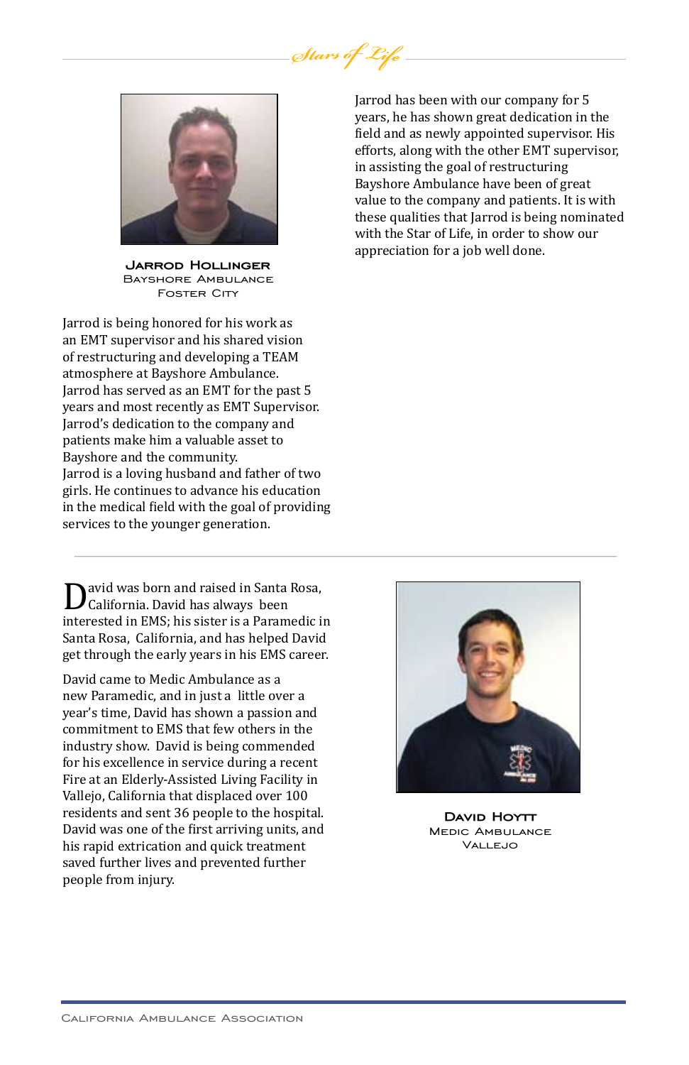### Jarrod Hollinger
Bayshore Ambulance
Foster City

Jarrod is being honored for his work as an EMT supervisor and his shared vision of restructuring and developing a TEAM atmosphere at Bayshore Ambulance. Jarrod has served as an EMT for the past 5 years and most recently as EMT Supervisor. Jarrod's dedication to the company and patients make him a valuable asset to Bayshore and the community.
Jarrod is a loving husband and father of two girls. He continues to advance his education in the medical field with the goal of providing services to the younger generation.

Jarrod has been with our company for 5 years, he has shown great dedication in the field and as newly appointed supervisor. His efforts, along with the other EMT supervisor, in assisting the goal of restructuring Bayshore Ambulance have been of great value to the company and patients. It is with these qualities that Jarrod is being nominated with the Star of Life, in order to show our appreciation for a job well done.

---

### David Hoytt
Medic Ambulance
Vallejo

David was born and raised in Santa Rosa, California. David has always been interested in EMS; his sister is a Paramedic in Santa Rosa, California, and has helped David get through the early years in his EMS career.

David came to Medic Ambulance as a new Paramedic, and in just a little over a year's time, David has shown a passion and commitment to EMS that few others in the industry show. David is being commended for his excellence in service during a recent Fire at an Elderly-Assisted Living Facility in Vallejo, California that displaced over 100 residents and sent 36 people to the hospital. David was one of the first arriving units, and his rapid extrication and quick treatment saved further lives and prevented further people from injury.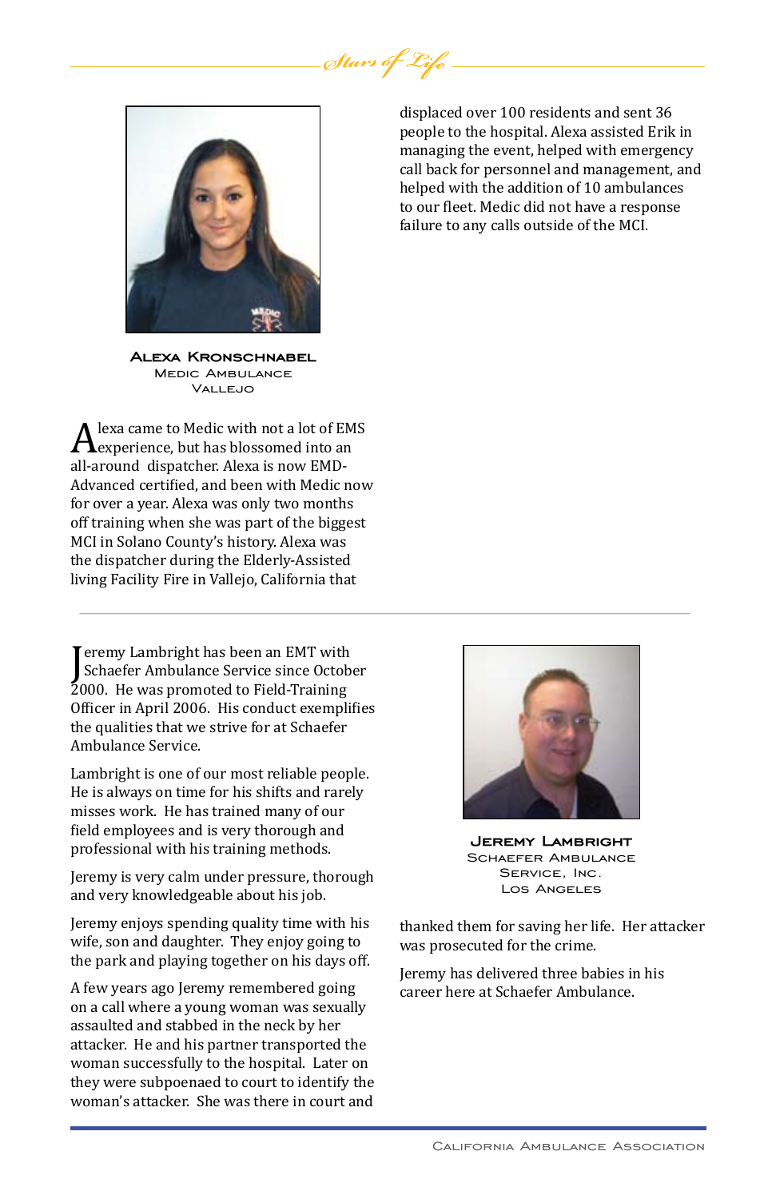**Alexa Kronschnabel**
Medic Ambulance
Vallejo

Alexa came to Medic with not a lot of EMS experience, but has blossomed into an all-around dispatcher. Alexa is now EMD-Advanced certified, and been with Medic now for over a year. Alexa was only two months off training when she was part of the biggest MCI in Solano County's history. Alexa was the dispatcher during the Elderly-Assisted living Facility Fire in Vallejo, California that displaced over 100 residents and sent 36 people to the hospital. Alexa assisted Erik in managing the event, helped with emergency call back for personnel and management, and helped with the addition of 10 ambulances to our fleet. Medic did not have a response failure to any calls outside of the MCI.

---

**Jeremy Lambright**
Schaefer Ambulance Service, Inc.
Los Angeles

Jeremy Lambright has been an EMT with Schaefer Ambulance Service since October 2000. He was promoted to Field-Training Officer in April 2006. His conduct exemplifies the qualities that we strive for at Schaefer Ambulance Service.

Lambright is one of our most reliable people. He is always on time for his shifts and rarely misses work. He has trained many of our field employees and is very thorough and professional with his training methods.

Jeremy is very calm under pressure, thorough and very knowledgeable about his job.

Jeremy enjoys spending quality time with his wife, son and daughter. They enjoy going to the park and playing together on his days off.

A few years ago Jeremy remembered going on a call where a young woman was sexually assaulted and stabbed in the neck by her attacker. He and his partner transported the woman successfully to the hospital. Later on they were subpoenaed to court to identify the woman's attacker. She was there in court and thanked them for saving her life. Her attacker was prosecuted for the crime.

Jeremy has delivered three babies in his career here at Schaefer Ambulance.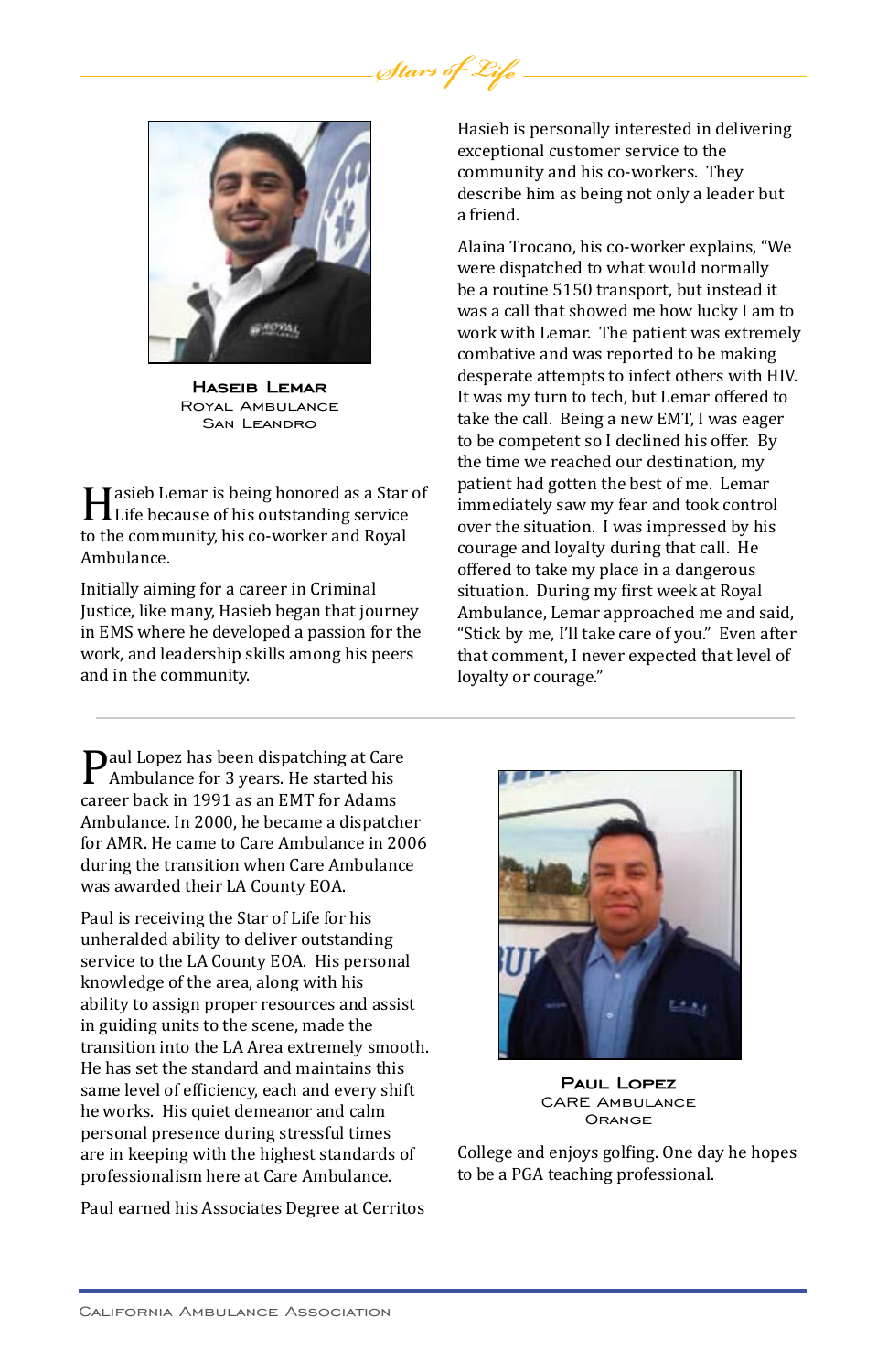**Haseib Lemar**
Royal Ambulance
San Leandro

Hasieb Lemar is being honored as a Star of Life because of his outstanding service to the community, his co-worker and Royal Ambulance.

Initially aiming for a career in Criminal Justice, like many, Hasieb began that journey in EMS where he developed a passion for the work, and leadership skills among his peers and in the community.

Hasieb is personally interested in delivering exceptional customer service to the community and his co-workers. They describe him as being not only a leader but a friend.

Alaina Trocano, his co-worker explains, "We were dispatched to what would normally be a routine 5150 transport, but instead it was a call that showed me how lucky I am to work with Lemar. The patient was extremely combative and was reported to be making desperate attempts to infect others with HIV. It was my turn to tech, but Lemar offered to take the call. Being a new EMT, I was eager to be competent so I declined his offer. By the time we reached our destination, my patient had gotten the best of me. Lemar immediately saw my fear and took control over the situation. I was impressed by his courage and loyalty during that call. He offered to take my place in a dangerous situation. During my first week at Royal Ambulance, Lemar approached me and said, "Stick by me, I'll take care of you." Even after that comment, I never expected that level of loyalty or courage."

---

**Paul Lopez**
CARE Ambulance
Orange

Paul Lopez has been dispatching at Care Ambulance for 3 years. He started his career back in 1991 as an EMT for Adams Ambulance. In 2000, he became a dispatcher for AMR. He came to Care Ambulance in 2006 during the transition when Care Ambulance was awarded their LA County EOA.

Paul is receiving the Star of Life for his unheralded ability to deliver outstanding service to the LA County EOA. His personal knowledge of the area, along with his ability to assign proper resources and assist in guiding units to the scene, made the transition into the LA Area extremely smooth. He has set the standard and maintains this same level of efficiency, each and every shift he works. His quiet demeanor and calm personal presence during stressful times are in keeping with the highest standards of professionalism here at Care Ambulance.

Paul earned his Associates Degree at Cerritos College and enjoys golfing. One day he hopes to be a PGA teaching professional.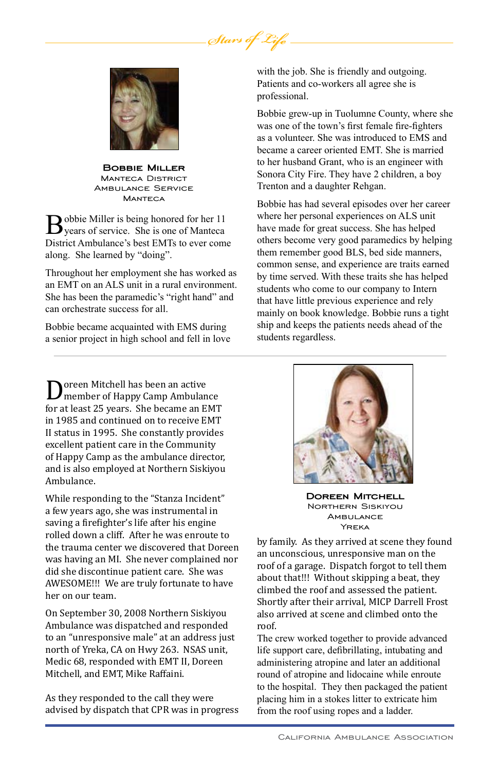### Bobbie Miller
Manteca District Ambulance Service
Manteca

Bobbie Miller is being honored for her 11 years of service. She is one of Manteca District Ambulance's best EMTs to ever come along. She learned by "doing".

Throughout her employment she has worked as an EMT on an ALS unit in a rural environment. She has been the paramedic's "right hand" and can orchestrate success for all.

Bobbie became acquainted with EMS during a senior project in high school and fell in love with the job. She is friendly and outgoing. Patients and co-workers all agree she is professional.

Bobbie grew-up in Tuolumne County, where she was one of the town's first female fire-fighters as a volunteer. She was introduced to EMS and became a career oriented EMT. She is married to her husband Grant, who is an engineer with Sonora City Fire. They have 2 children, a boy Trenton and a daughter Rehgan.

Bobbie has had several episodes over her career where her personal experiences on ALS unit have made for great success. She has helped others become very good paramedics by helping them remember good BLS, bed side manners, common sense, and experience are traits earned by time served. With these traits she has helped students who come to our company to Intern that have little previous experience and rely mainly on book knowledge. Bobbie runs a tight ship and keeps the patients needs ahead of the students regardless.

---

### Doreen Mitchell
Northern Siskiyou Ambulance
Yreka

Doreen Mitchell has been an active member of Happy Camp Ambulance for at least 25 years. She became an EMT in 1985 and continued on to receive EMT II status in 1995. She constantly provides excellent patient care in the Community of Happy Camp as the ambulance director, and is also employed at Northern Siskiyou Ambulance.

While responding to the "Stanza Incident" a few years ago, she was instrumental in saving a firefighter's life after his engine rolled down a cliff. After he was enroute to the trauma center we discovered that Doreen was having an MI. She never complained nor did she discontinue patient care. She was AWESOME!!! We are truly fortunate to have her on our team.

On September 30, 2008 Northern Siskiyou Ambulance was dispatched and responded to an "unresponsive male" at an address just north of Yreka, CA on Hwy 263. NSAS unit, Medic 68, responded with EMT II, Doreen Mitchell, and EMT, Mike Raffaini.

As they responded to the call they were advised by dispatch that CPR was in progress by family. As they arrived at scene they found an unconscious, unresponsive man on the roof of a garage. Dispatch forgot to tell them about that!!! Without skipping a beat, they climbed the roof and assessed the patient. Shortly after their arrival, MICP Darrell Frost also arrived at scene and climbed onto the roof.

The crew worked together to provide advanced life support care, defibrillating, intubating and administering atropine and later an additional round of atropine and lidocaine while enroute to the hospital. They then packaged the patient placing him in a stokes litter to extricate him from the roof using ropes and a ladder.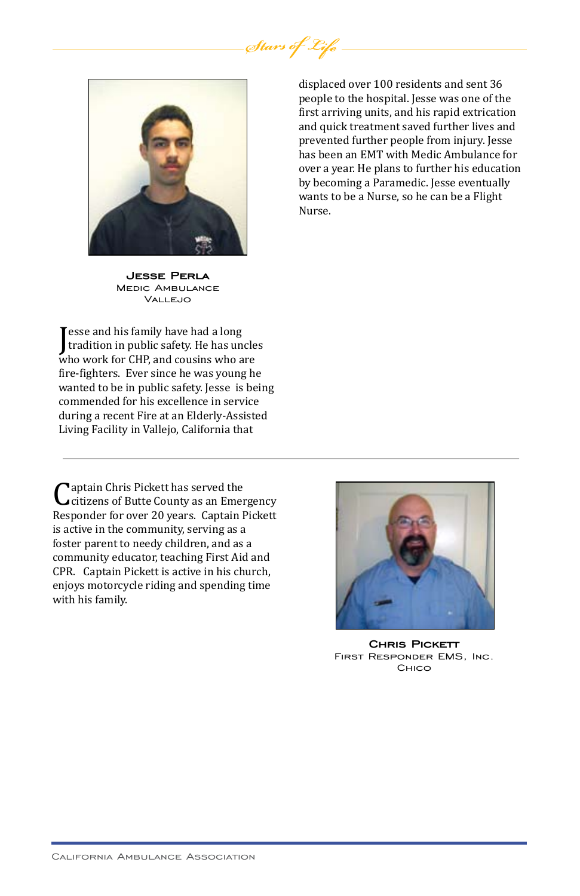### Jesse Perla
Medic Ambulance
Vallejo

Jesse and his family have had a long tradition in public safety. He has uncles who work for CHP, and cousins who are fire-fighters. Ever since he was young he wanted to be in public safety. Jesse is being commended for his excellence in service during a recent Fire at an Elderly-Assisted Living Facility in Vallejo, California that displaced over 100 residents and sent 36 people to the hospital. Jesse was one of the first arriving units, and his rapid extrication and quick treatment saved further lives and prevented further people from injury. Jesse has been an EMT with Medic Ambulance for over a year. He plans to further his education by becoming a Paramedic. Jesse eventually wants to be a Nurse, so he can be a Flight Nurse.

---

### Chris Pickett
First Responder EMS, Inc.
Chico

Captain Chris Pickett has served the citizens of Butte County as an Emergency Responder for over 20 years. Captain Pickett is active in the community, serving as a foster parent to needy children, and as a community educator, teaching First Aid and CPR. Captain Pickett is active in his church, enjoys motorcycle riding and spending time with his family.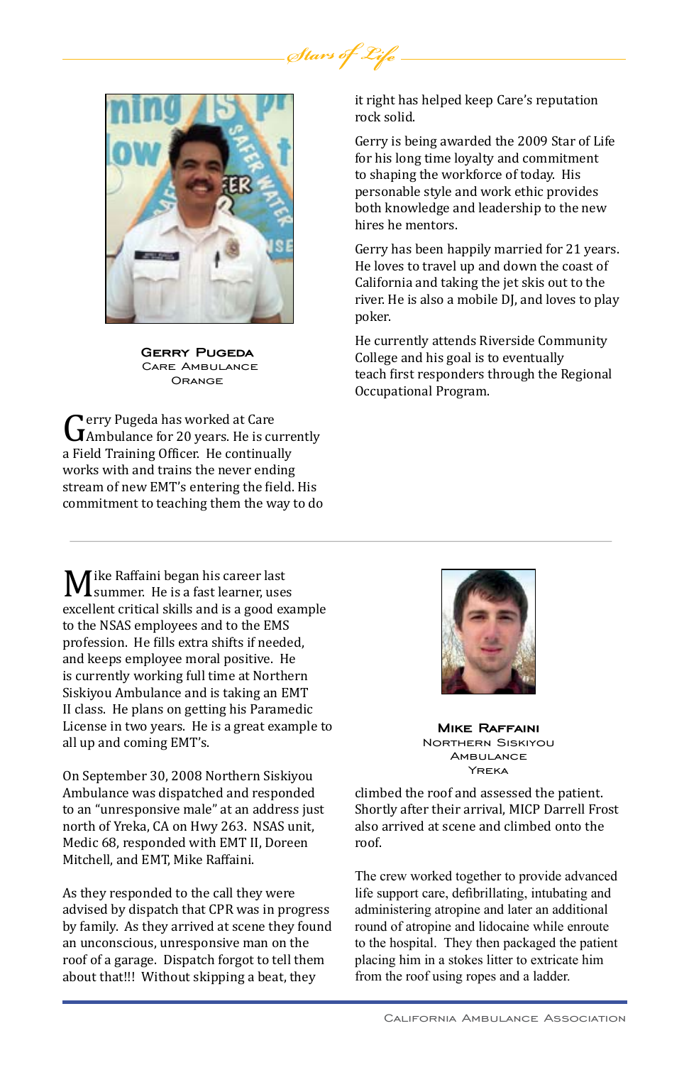### Gerry Pugeda

Care Ambulance

Orange

Gerry Pugeda has worked at Care Ambulance for 20 years. He is currently a Field Training Officer. He continually works with and trains the never ending stream of new EMT's entering the field. His commitment to teaching them the way to do it right has helped keep Care's reputation rock solid.

Gerry is being awarded the 2009 Star of Life for his long time loyalty and commitment to shaping the workforce of today. His personable style and work ethic provides both knowledge and leadership to the new hires he mentors.

Gerry has been happily married for 21 years. He loves to travel up and down the coast of California and taking the jet skis out to the river. He is also a mobile DJ, and loves to play poker.

He currently attends Riverside Community College and his goal is to eventually teach first responders through the Regional Occupational Program.

---

### Mike Raffaini

Northern Siskiyou Ambulance

Yreka

Mike Raffaini began his career last summer. He is a fast learner, uses excellent critical skills and is a good example to the NSAS employees and to the EMS profession. He fills extra shifts if needed, and keeps employee moral positive. He is currently working full time at Northern Siskiyou Ambulance and is taking an EMT II class. He plans on getting his Paramedic License in two years. He is a great example to all up and coming EMT's.

On September 30, 2008 Northern Siskiyou Ambulance was dispatched and responded to an "unresponsive male" at an address just north of Yreka, CA on Hwy 263. NSAS unit, Medic 68, responded with EMT II, Doreen Mitchell, and EMT, Mike Raffaini.

As they responded to the call they were advised by dispatch that CPR was in progress by family. As they arrived at scene they found an unconscious, unresponsive man on the roof of a garage. Dispatch forgot to tell them about that!!! Without skipping a beat, they climbed the roof and assessed the patient. Shortly after their arrival, MICP Darrell Frost also arrived at scene and climbed onto the roof.

The crew worked together to provide advanced life support care, defibrillating, intubating and administering atropine and later an additional round of atropine and lidocaine while enroute to the hospital. They then packaged the patient placing him in a stokes litter to extricate him from the roof using ropes and a ladder.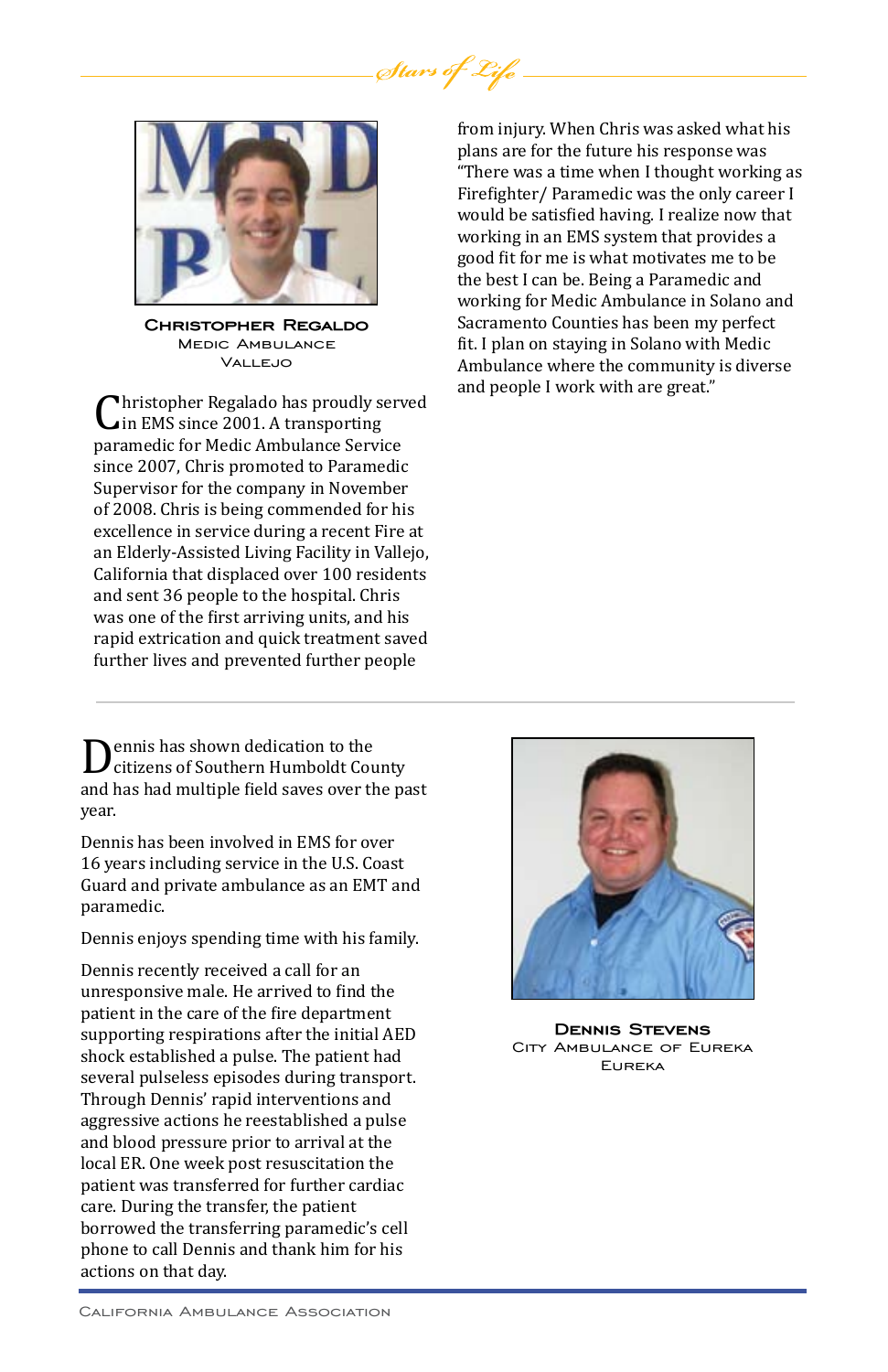### Christopher Regaldo

Medic Ambulance

Vallejo

Christopher Regaldo has proudly served in EMS since 2001. A transporting paramedic for Medic Ambulance Service since 2007, Chris promoted to Paramedic Supervisor for the company in November of 2008. Chris is being commended for his excellence in service during a recent Fire at an Elderly-Assisted Living Facility in Vallejo, California that displaced over 100 residents and sent 36 people to the hospital. Chris was one of the first arriving units, and his rapid extrication and quick treatment saved further lives and prevented further people from injury. When Chris was asked what his plans are for the future his response was "There was a time when I thought working as Firefighter/ Paramedic was the only career I would be satisfied having. I realize now that working in an EMS system that provides a good fit for me is what motivates me to be the best I can be. Being a Paramedic and working for Medic Ambulance in Solano and Sacramento Counties has been my perfect fit. I plan on staying in Solano with Medic Ambulance where the community is diverse and people I work with are great."

---

### Dennis Stevens

City Ambulance of Eureka

Eureka

Dennis has shown dedication to the citizens of Southern Humboldt County and has had multiple field saves over the past year.

Dennis has been involved in EMS for over 16 years including service in the U.S. Coast Guard and private ambulance as an EMT and paramedic.

Dennis enjoys spending time with his family.

Dennis recently received a call for an unresponsive male. He arrived to find the patient in the care of the fire department supporting respirations after the initial AED shock established a pulse. The patient had several pulseless episodes during transport. Through Dennis' rapid interventions and aggressive actions he reestablished a pulse and blood pressure prior to arrival at the local ER. One week post resuscitation the patient was transferred for further cardiac care. During the transfer, the patient borrowed the transferring paramedic's cell phone to call Dennis and thank him for his actions on that day.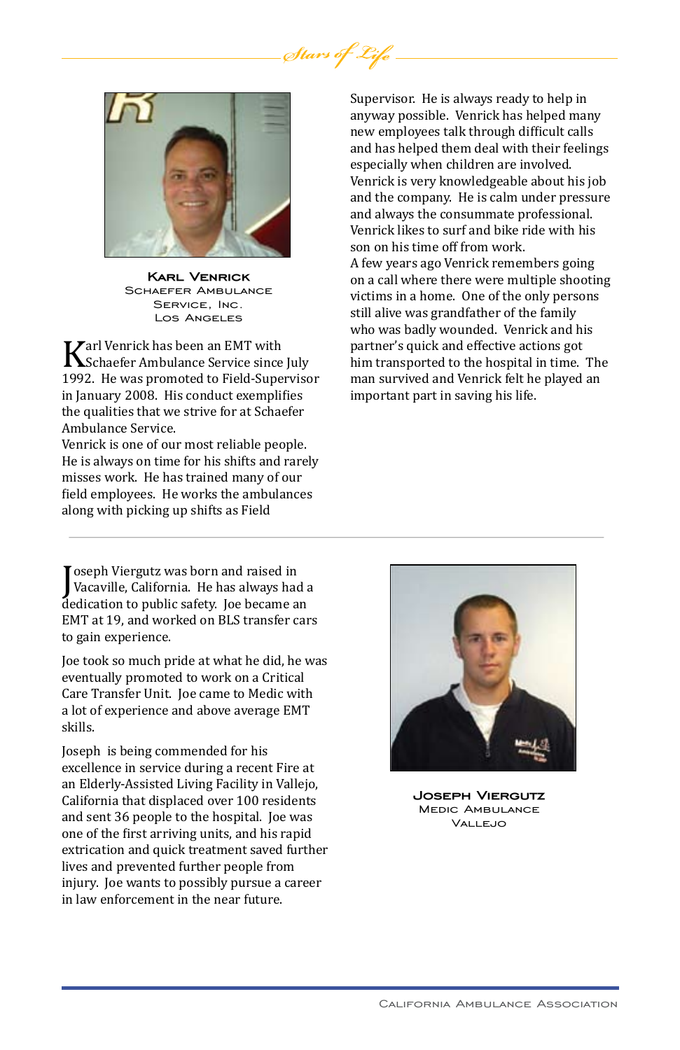**Karl Venrick**
Schaefer Ambulance Service, Inc.
Los Angeles

Karl Venrick has been an EMT with Schaefer Ambulance Service since July 1992. He was promoted to Field-Supervisor in January 2008. His conduct exemplifies the qualities that we strive for at Schaefer Ambulance Service.

Venrick is one of our most reliable people. He is always on time for his shifts and rarely misses work. He has trained many of our field employees. He works the ambulances along with picking up shifts as Field Supervisor. He is always ready to help in anyway possible. Venrick has helped many new employees talk through difficult calls and has helped them deal with their feelings especially when children are involved. Venrick is very knowledgeable about his job and the company. He is calm under pressure and always the consummate professional. Venrick likes to surf and bike ride with his son on his time off from work.

A few years ago Venrick remembers going on a call where there were multiple shooting victims in a home. One of the only persons still alive was grandfather of the family who was badly wounded. Venrick and his partner's quick and effective actions got him transported to the hospital in time. The man survived and Venrick felt he played an important part in saving his life.

---

**Joseph Viergutz**
Medic Ambulance
Vallejo

Joseph Viergutz was born and raised in Vacaville, California. He has always had a dedication to public safety. Joe became an EMT at 19, and worked on BLS transfer cars to gain experience.

Joe took so much pride at what he did, he was eventually promoted to work on a Critical Care Transfer Unit. Joe came to Medic with a lot of experience and above average EMT skills.

Joseph is being commended for his excellence in service during a recent Fire at an Elderly-Assisted Living Facility in Vallejo, California that displaced over 100 residents and sent 36 people to the hospital. Joe was one of the first arriving units, and his rapid extrication and quick treatment saved further lives and prevented further people from injury. Joe wants to possibly pursue a career in law enforcement in the near future.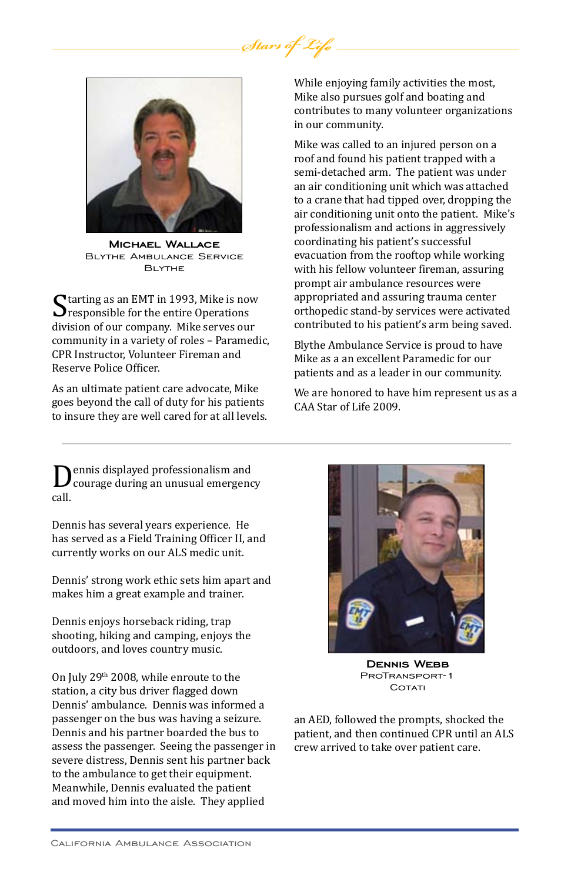**Michael Wallace**
Blythe Ambulance Service
Blythe

Starting as an EMT in 1993, Mike is now responsible for the entire Operations division of our company. Mike serves our community in a variety of roles – Paramedic, CPR Instructor, Volunteer Fireman and Reserve Police Officer.

As an ultimate patient care advocate, Mike goes beyond the call of duty for his patients to insure they are well cared for at all levels.

While enjoying family activities the most, Mike also pursues golf and boating and contributes to many volunteer organizations in our community.

Mike was called to an injured person on a roof and found his patient trapped with a semi-detached arm. The patient was under an air conditioning unit which was attached to a crane that had tipped over, dropping the air conditioning unit onto the patient. Mike's professionalism and actions in aggressively coordinating his patient's successful evacuation from the rooftop while working with his fellow volunteer fireman, assuring prompt air ambulance resources were appropriated and assuring trauma center orthopedic stand-by services were activated contributed to his patient's arm being saved.

Blythe Ambulance Service is proud to have Mike as a an excellent Paramedic for our patients and as a leader in our community.

We are honored to have him represent us as a CAA Star of Life 2009.

---

**Dennis Webb**
ProTransport-1
Cotati

Dennis displayed professionalism and courage during an unusual emergency call.

Dennis has several years experience. He has served as a Field Training Officer II, and currently works on our ALS medic unit.

Dennis' strong work ethic sets him apart and makes him a great example and trainer.

Dennis enjoys horseback riding, trap shooting, hiking and camping, enjoys the outdoors, and loves country music.

On July 29th 2008, while enroute to the station, a city bus driver flagged down Dennis' ambulance. Dennis was informed a passenger on the bus was having a seizure. Dennis and his partner boarded the bus to assess the passenger. Seeing the passenger in severe distress, Dennis sent his partner back to the ambulance to get their equipment. Meanwhile, Dennis evaluated the patient and moved him into the aisle. They applied an AED, followed the prompts, shocked the patient, and then continued CPR until an ALS crew arrived to take over patient care.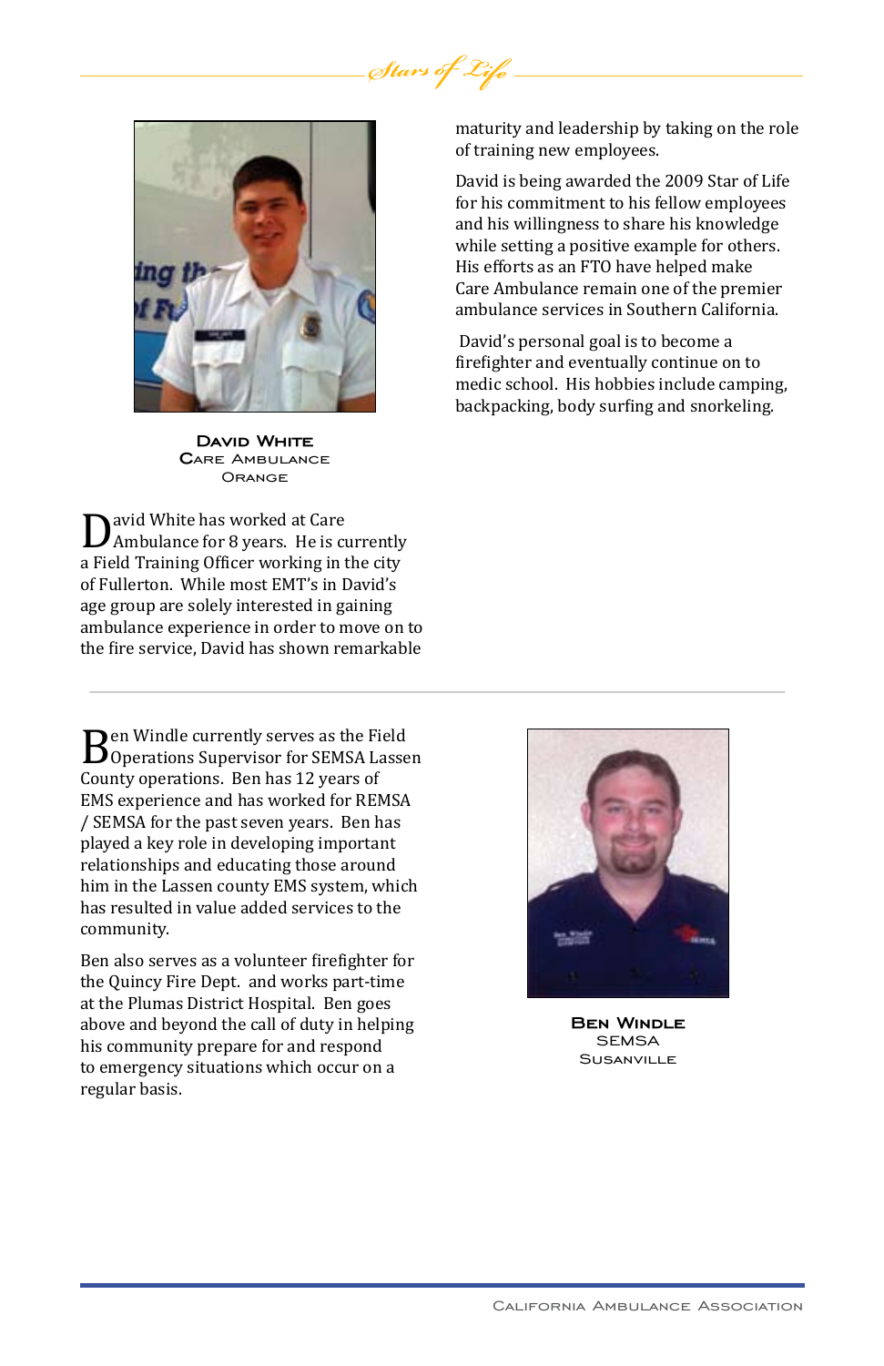**David White**
Care Ambulance
Orange

David White has worked at Care Ambulance for 8 years. He is currently a Field Training Officer working in the city of Fullerton. While most EMT's in David's age group are solely interested in gaining ambulance experience in order to move on to the fire service, David has shown remarkable maturity and leadership by taking on the role of training new employees.

David is being awarded the 2009 Star of Life for his commitment to his fellow employees and his willingness to share his knowledge while setting a positive example for others. His efforts as an FTO have helped make Care Ambulance remain one of the premier ambulance services in Southern California.

David's personal goal is to become a firefighter and eventually continue on to medic school. His hobbies include camping, backpacking, body surfing and snorkeling.

---

Ben Windle currently serves as the Field Operations Supervisor for SEMSA Lassen County operations. Ben has 12 years of EMS experience and has worked for REMSA / SEMSA for the past seven years. Ben has played a key role in developing important relationships and educating those around him in the Lassen county EMS system, which has resulted in value added services to the community.

Ben also serves as a volunteer firefighter for the Quincy Fire Dept. and works part-time at the Plumas District Hospital. Ben goes above and beyond the call of duty in helping his community prepare for and respond to emergency situations which occur on a regular basis.

**Ben Windle**
SEMSA
Susanville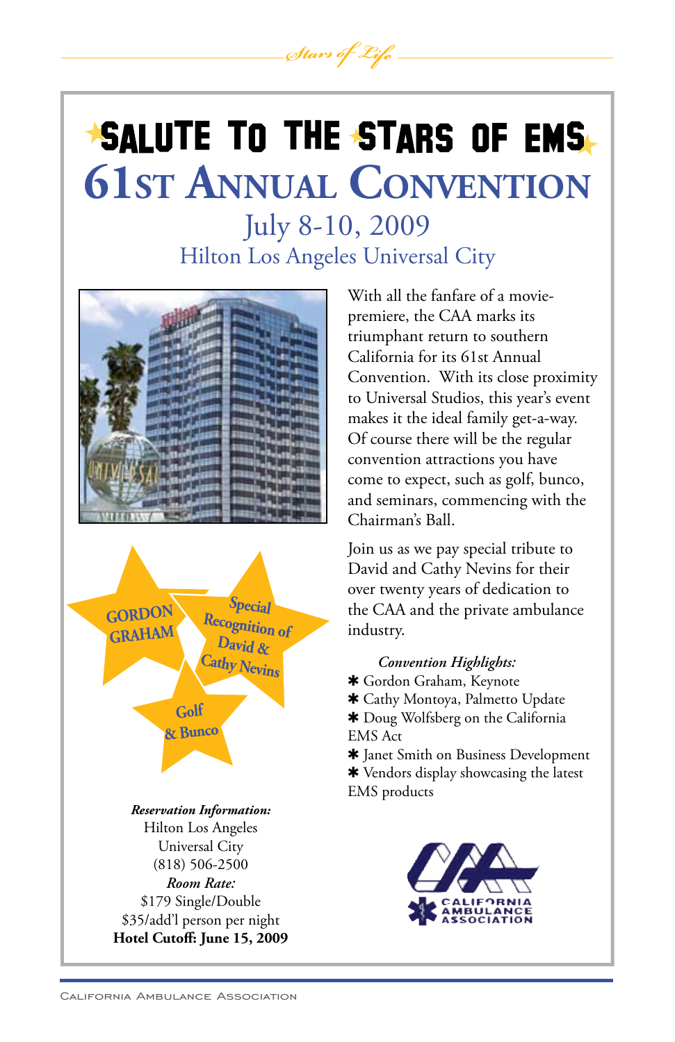# SALUTE TO THE STARS OF EMS

## 61ST ANNUAL CONVENTION

### July 8-10, 2009

### Hilton Los Angeles Universal City

GORDON GRAHAM

Special Recognition of David & Cathy Nevins

Golf & Bunco

With all the fanfare of a movie-premiere, the CAA marks its triumphant return to southern California for its 61st Annual Convention. With its close proximity to Universal Studios, this year's event makes it the ideal family get-a-way. Of course there will be the regular convention attractions you have come to expect, such as golf, bunco, and seminars, commencing with the Chairman's Ball.

Join us as we pay special tribute to David and Cathy Nevins for their over twenty years of dedication to the CAA and the private ambulance industry.

*Convention Highlights:*

- Gordon Graham, Keynote
- Cathy Montoya, Palmetto Update
- Doug Wolfsberg on the California EMS Act
- Janet Smith on Business Development
- Vendors display showcasing the latest EMS products

*Reservation Information:*
Hilton Los Angeles
Universal City
(818) 506-2500

*Room Rate:*
$179 Single/Double
$35/add'l person per night

**Hotel Cutoff: June 15, 2009**

CALIFORNIA AMBULANCE ASSOCIATION